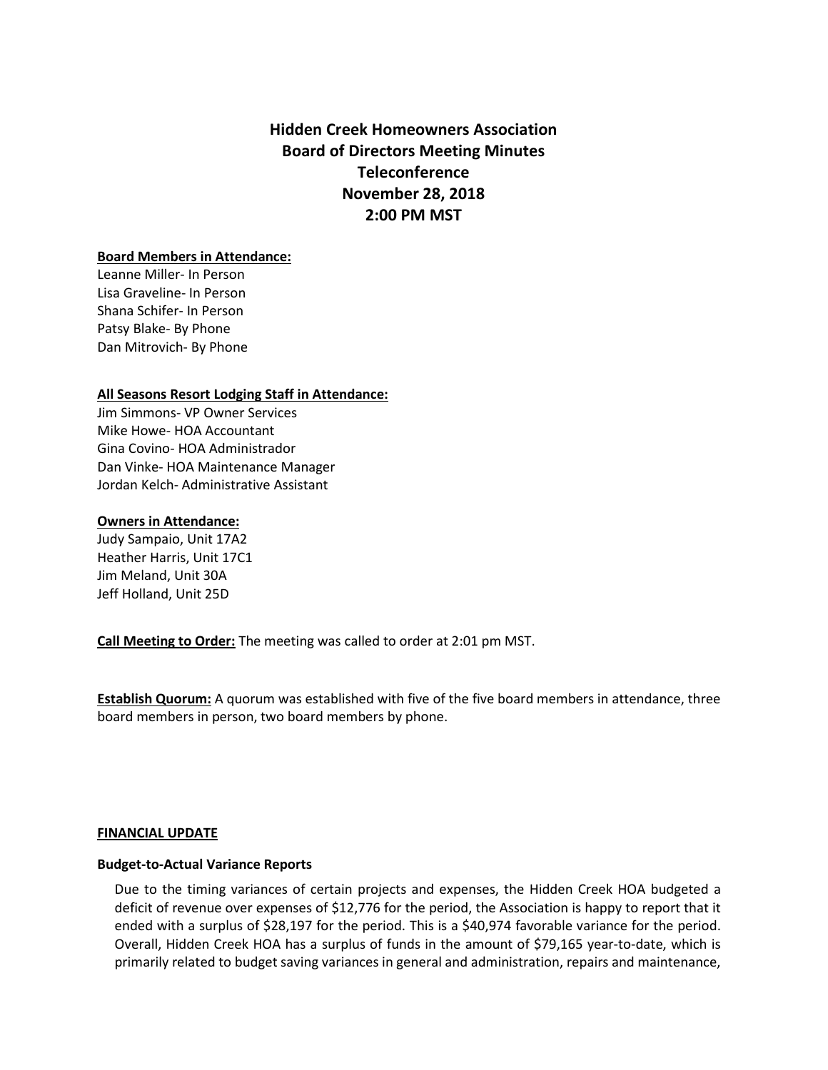# Hidden Creek Homeowners Association
## Board of Directors Meeting Minutes
## Teleconference
## November 28, 2018
## 2:00 PM MST

**Board Members in Attendance:**

Leanne Miller- In Person
Lisa Graveline- In Person
Shana Schifer- In Person
Patsy Blake- By Phone
Dan Mitrovich- By Phone

**All Seasons Resort Lodging Staff in Attendance:**

Jim Simmons- VP Owner Services
Mike Howe- HOA Accountant
Gina Covino- HOA Administrador
Dan Vinke- HOA Maintenance Manager
Jordan Kelch- Administrative Assistant

**Owners in Attendance:**

Judy Sampaio, Unit 17A2
Heather Harris, Unit 17C1
Jim Meland, Unit 30A
Jeff Holland, Unit 25D

**Call Meeting to Order:** The meeting was called to order at 2:01 pm MST.

**Establish Quorum:** A quorum was established with five of the five board members in attendance, three board members in person, two board members by phone.

**FINANCIAL UPDATE**

**Budget-to-Actual Variance Reports**

Due to the timing variances of certain projects and expenses, the Hidden Creek HOA budgeted a deficit of revenue over expenses of $12,776 for the period, the Association is happy to report that it ended with a surplus of $28,197 for the period. This is a $40,974 favorable variance for the period. Overall, Hidden Creek HOA has a surplus of funds in the amount of $79,165 year-to-date, which is primarily related to budget saving variances in general and administration, repairs and maintenance,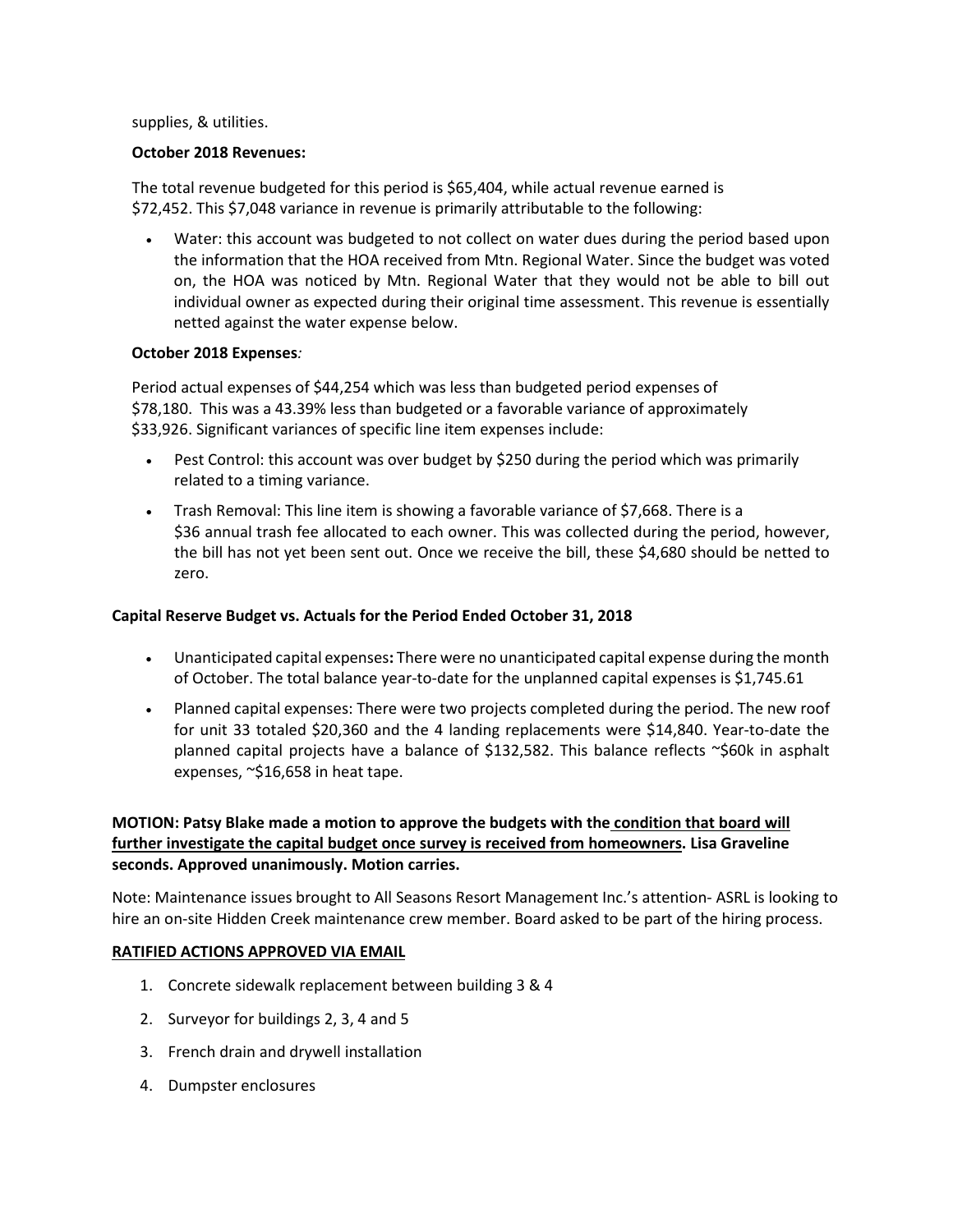supplies, & utilities.

**October 2018 Revenues:**

The total revenue budgeted for this period is $65,404, while actual revenue earned is $72,452. This $7,048 variance in revenue is primarily attributable to the following:

- Water: this account was budgeted to not collect on water dues during the period based upon the information that the HOA received from Mtn. Regional Water. Since the budget was voted on, the HOA was noticed by Mtn. Regional Water that they would not be able to bill out individual owner as expected during their original time assessment. This revenue is essentially netted against the water expense below.

**October 2018 Expenses***:*

Period actual expenses of $44,254 which was less than budgeted period expenses of $78,180. This was a 43.39% less than budgeted or a favorable variance of approximately $33,926. Significant variances of specific line item expenses include:

- Pest Control: this account was over budget by $250 during the period which was primarily related to a timing variance.
- Trash Removal: This line item is showing a favorable variance of $7,668. There is a $36 annual trash fee allocated to each owner. This was collected during the period, however, the bill has not yet been sent out. Once we receive the bill, these $4,680 should be netted to zero.

**Capital Reserve Budget vs. Actuals for the Period Ended October 31, 2018**

- Unanticipated capital expenses**:** There were no unanticipated capital expense during the month of October. The total balance year-to-date for the unplanned capital expenses is $1,745.61
- Planned capital expenses: There were two projects completed during the period. The new roof for unit 33 totaled $20,360 and the 4 landing replacements were $14,840. Year-to-date the planned capital projects have a balance of $132,582. This balance reflects ~$60k in asphalt expenses, ~$16,658 in heat tape.

**MOTION: Patsy Blake made a motion to approve the budgets with the condition that board will further investigate the capital budget once survey is received from homeowners. Lisa Graveline seconds. Approved unanimously. Motion carries.**

Note: Maintenance issues brought to All Seasons Resort Management Inc.'s attention- ASRL is looking to hire an on-site Hidden Creek maintenance crew member. Board asked to be part of the hiring process.

**RATIFIED ACTIONS APPROVED VIA EMAIL**

1. Concrete sidewalk replacement between building 3 & 4
2. Surveyor for buildings 2, 3, 4 and 5
3. French drain and drywell installation
4. Dumpster enclosures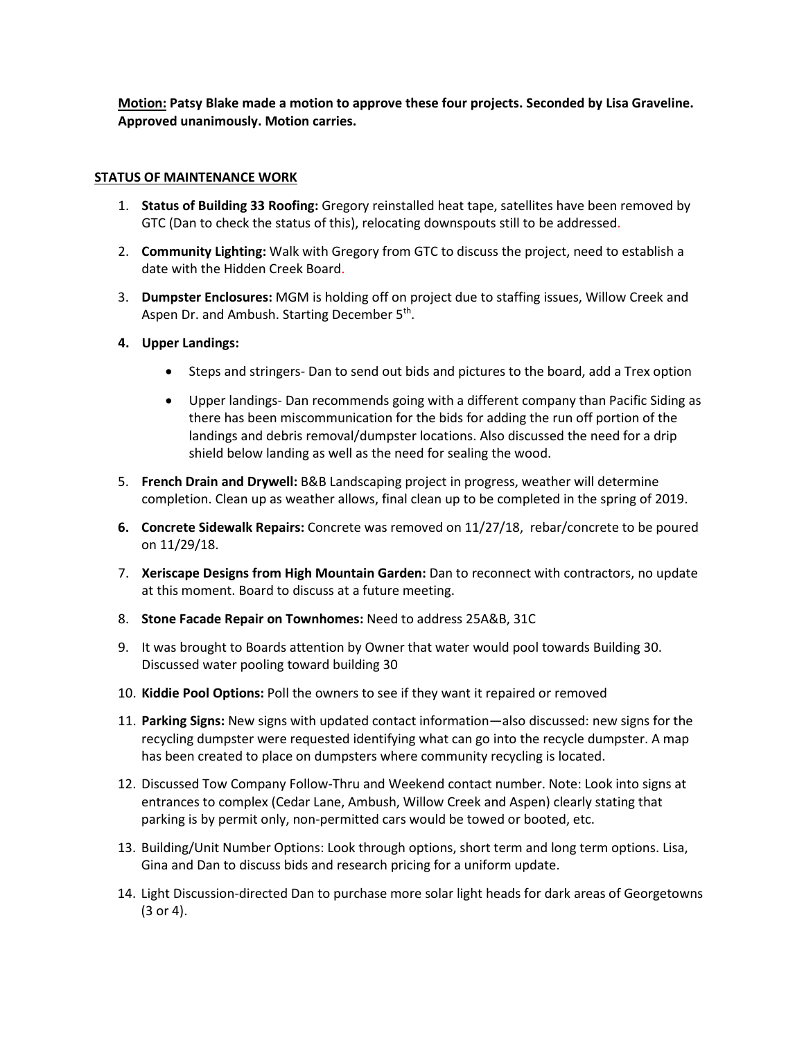**<u>Motion:</u> Patsy Blake made a motion to approve these four projects. Seconded by Lisa Graveline. Approved unanimously. Motion carries.**

**<u>STATUS OF MAINTENANCE WORK</u>**

1. **Status of Building 33 Roofing:** Gregory reinstalled heat tape, satellites have been removed by GTC (Dan to check the status of this), relocating downspouts still to be addressed.
2. **Community Lighting:** Walk with Gregory from GTC to discuss the project, need to establish a date with the Hidden Creek Board.
3. **Dumpster Enclosures:** MGM is holding off on project due to staffing issues, Willow Creek and Aspen Dr. and Ambush. Starting December 5th.
4. **Upper Landings:**
   - Steps and stringers- Dan to send out bids and pictures to the board, add a Trex option
   - Upper landings- Dan recommends going with a different company than Pacific Siding as there has been miscommunication for the bids for adding the run off portion of the landings and debris removal/dumpster locations. Also discussed the need for a drip shield below landing as well as the need for sealing the wood.
5. **French Drain and Drywell:** B&B Landscaping project in progress, weather will determine completion. Clean up as weather allows, final clean up to be completed in the spring of 2019.
6. **Concrete Sidewalk Repairs:** Concrete was removed on 11/27/18, rebar/concrete to be poured on 11/29/18.
7. **Xeriscape Designs from High Mountain Garden:** Dan to reconnect with contractors, no update at this moment. Board to discuss at a future meeting.
8. **Stone Facade Repair on Townhomes:** Need to address 25A&B, 31C
9. It was brought to Boards attention by Owner that water would pool towards Building 30. Discussed water pooling toward building 30
10. **Kiddie Pool Options:** Poll the owners to see if they want it repaired or removed
11. **Parking Signs:** New signs with updated contact information—also discussed: new signs for the recycling dumpster were requested identifying what can go into the recycle dumpster. A map has been created to place on dumpsters where community recycling is located.
12. Discussed Tow Company Follow-Thru and Weekend contact number. Note: Look into signs at entrances to complex (Cedar Lane, Ambush, Willow Creek and Aspen) clearly stating that parking is by permit only, non-permitted cars would be towed or booted, etc.
13. Building/Unit Number Options: Look through options, short term and long term options. Lisa, Gina and Dan to discuss bids and research pricing for a uniform update.
14. Light Discussion-directed Dan to purchase more solar light heads for dark areas of Georgetowns (3 or 4).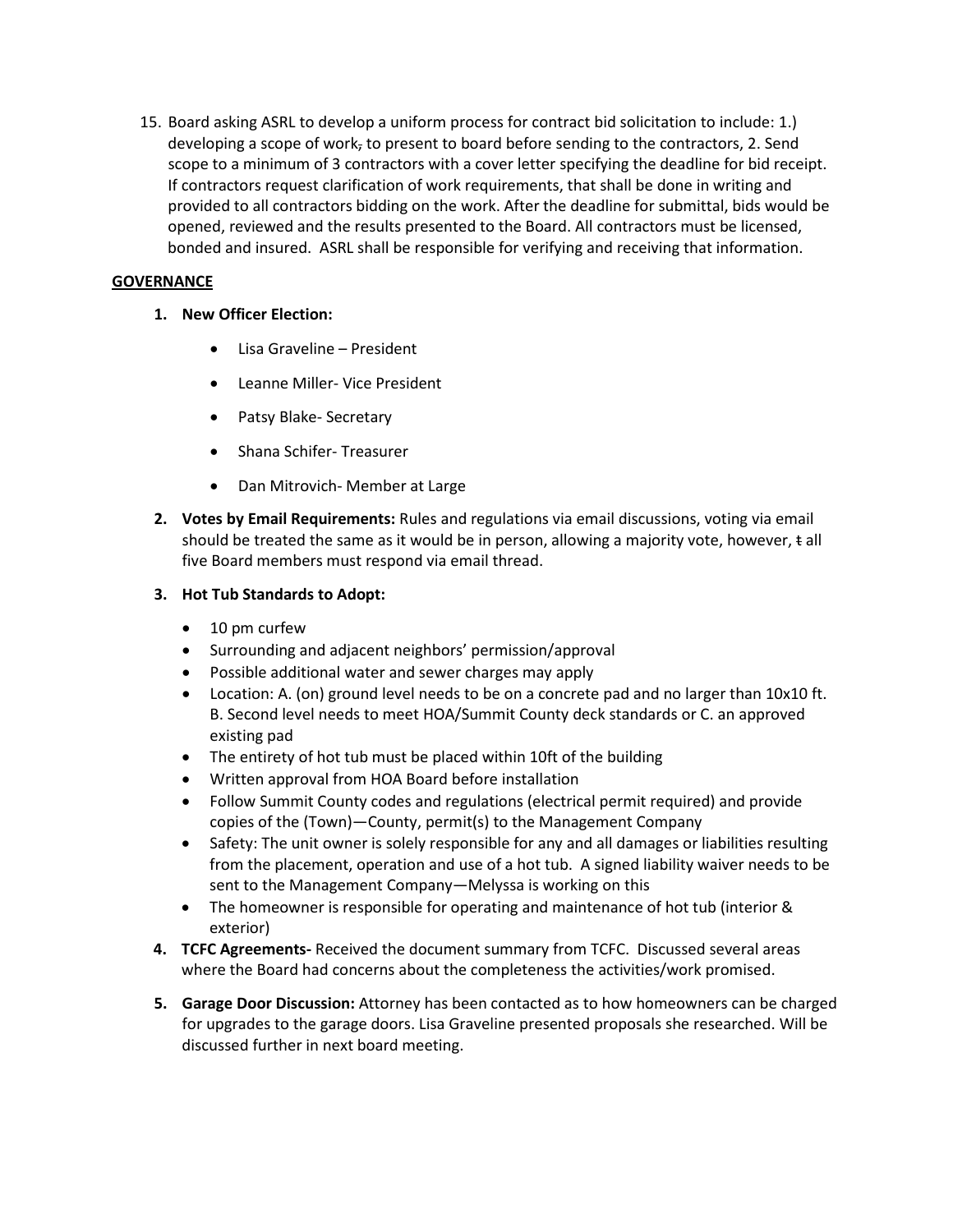15. Board asking ASRL to develop a uniform process for contract bid solicitation to include: 1.) developing a scope of work, to present to board before sending to the contractors, 2. Send scope to a minimum of 3 contractors with a cover letter specifying the deadline for bid receipt. If contractors request clarification of work requirements, that shall be done in writing and provided to all contractors bidding on the work. After the deadline for submittal, bids would be opened, reviewed and the results presented to the Board. All contractors must be licensed, bonded and insured. ASRL shall be responsible for verifying and receiving that information.

**GOVERNANCE**

1. **New Officer Election:**
   - Lisa Graveline – President
   - Leanne Miller- Vice President
   - Patsy Blake- Secretary
   - Shana Schifer- Treasurer
   - Dan Mitrovich- Member at Large
2. **Votes by Email Requirements:** Rules and regulations via email discussions, voting via email should be treated the same as it would be in person, allowing a majority vote, however, t all five Board members must respond via email thread.
3. **Hot Tub Standards to Adopt:**
   - 10 pm curfew
   - Surrounding and adjacent neighbors' permission/approval
   - Possible additional water and sewer charges may apply
   - Location: A. (on) ground level needs to be on a concrete pad and no larger than 10x10 ft. B. Second level needs to meet HOA/Summit County deck standards or C. an approved existing pad
   - The entirety of hot tub must be placed within 10ft of the building
   - Written approval from HOA Board before installation
   - Follow Summit County codes and regulations (electrical permit required) and provide copies of the (Town)—County, permit(s) to the Management Company
   - Safety: The unit owner is solely responsible for any and all damages or liabilities resulting from the placement, operation and use of a hot tub. A signed liability waiver needs to be sent to the Management Company—Melyssa is working on this
   - The homeowner is responsible for operating and maintenance of hot tub (interior & exterior)
4. **TCFC Agreements-** Received the document summary from TCFC. Discussed several areas where the Board had concerns about the completeness the activities/work promised.
5. **Garage Door Discussion:** Attorney has been contacted as to how homeowners can be charged for upgrades to the garage doors. Lisa Graveline presented proposals she researched. Will be discussed further in next board meeting.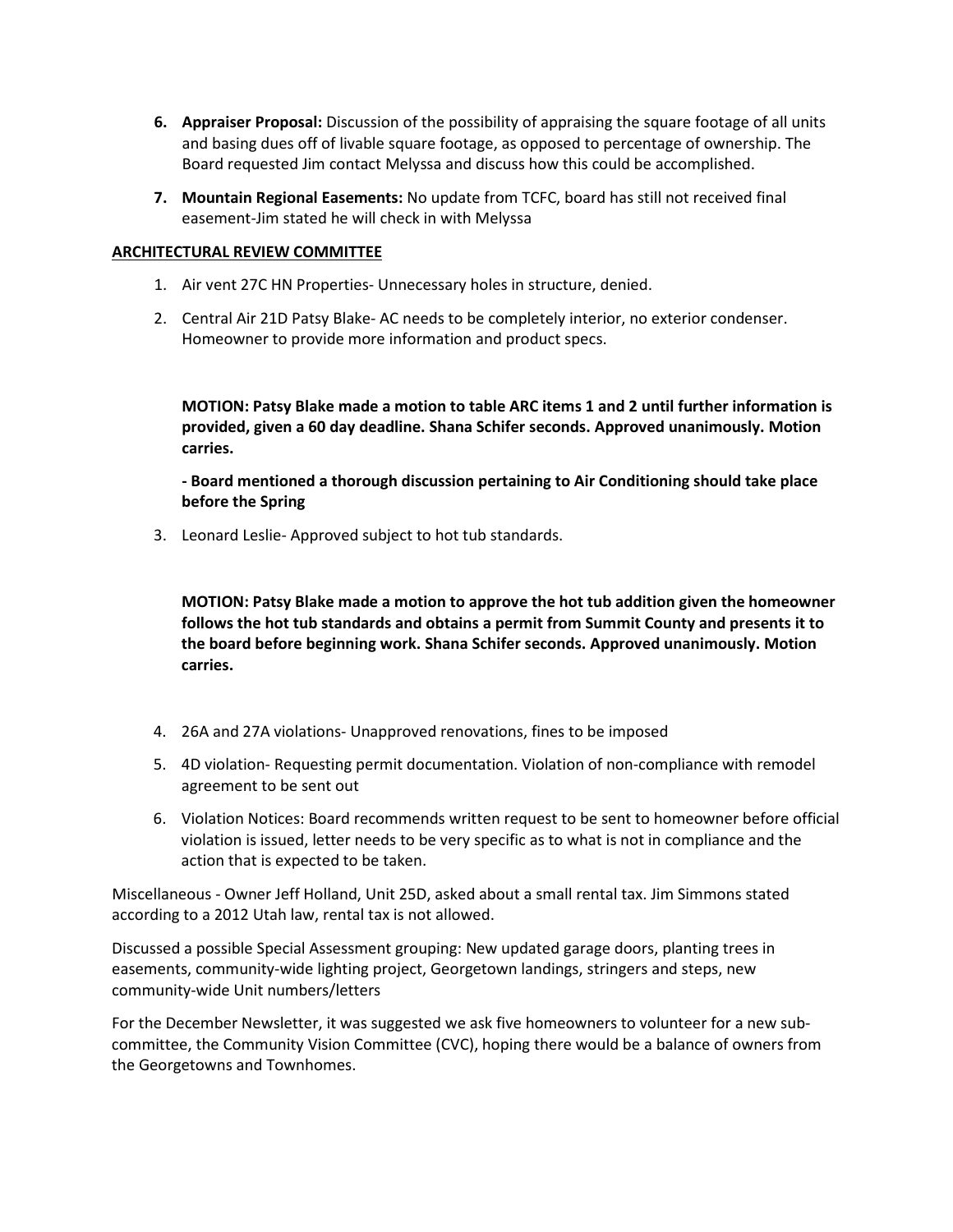6. **Appraiser Proposal:** Discussion of the possibility of appraising the square footage of all units and basing dues off of livable square footage, as opposed to percentage of ownership. The Board requested Jim contact Melyssa and discuss how this could be accomplished.

7. **Mountain Regional Easements:** No update from TCFC, board has still not received final easement-Jim stated he will check in with Melyssa

**ARCHITECTURAL REVIEW COMMITTEE**

1. Air vent 27C HN Properties- Unnecessary holes in structure, denied.
2. Central Air 21D Patsy Blake- AC needs to be completely interior, no exterior condenser. Homeowner to provide more information and product specs.

**MOTION: Patsy Blake made a motion to table ARC items 1 and 2 until further information is provided, given a 60 day deadline. Shana Schifer seconds. Approved unanimously. Motion carries.**

**- Board mentioned a thorough discussion pertaining to Air Conditioning should take place before the Spring**

3. Leonard Leslie- Approved subject to hot tub standards.

**MOTION: Patsy Blake made a motion to approve the hot tub addition given the homeowner follows the hot tub standards and obtains a permit from Summit County and presents it to the board before beginning work. Shana Schifer seconds. Approved unanimously. Motion carries.**

4. 26A and 27A violations- Unapproved renovations, fines to be imposed
5. 4D violation- Requesting permit documentation. Violation of non-compliance with remodel agreement to be sent out
6. Violation Notices: Board recommends written request to be sent to homeowner before official violation is issued, letter needs to be very specific as to what is not in compliance and the action that is expected to be taken.

Miscellaneous - Owner Jeff Holland, Unit 25D, asked about a small rental tax. Jim Simmons stated according to a 2012 Utah law, rental tax is not allowed.

Discussed a possible Special Assessment grouping: New updated garage doors, planting trees in easements, community-wide lighting project, Georgetown landings, stringers and steps, new community-wide Unit numbers/letters

For the December Newsletter, it was suggested we ask five homeowners to volunteer for a new sub-committee, the Community Vision Committee (CVC), hoping there would be a balance of owners from the Georgetowns and Townhomes.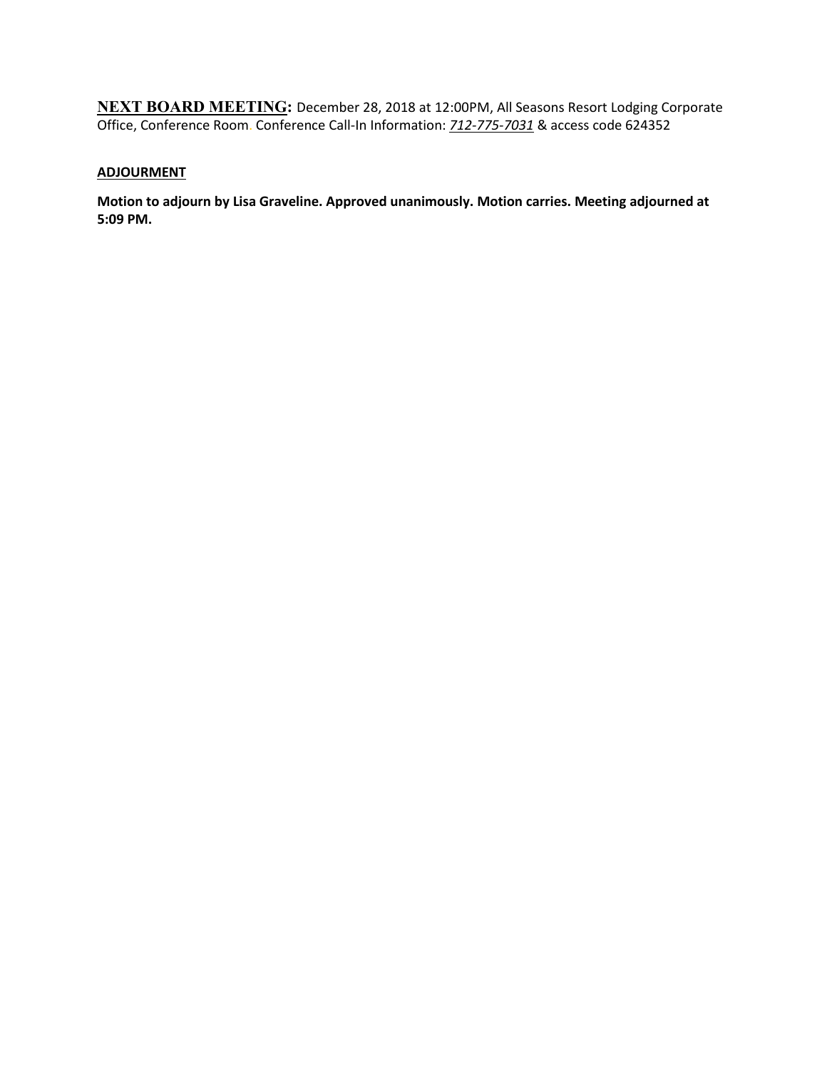**NEXT BOARD MEETING:** December 28, 2018 at 12:00PM, All Seasons Resort Lodging Corporate Office, Conference Room. Conference Call-In Information: ***712-775-7031*** & access code 624352

**ADJOURMENT**

**Motion to adjourn by Lisa Graveline. Approved unanimously. Motion carries. Meeting adjourned at 5:09 PM.**